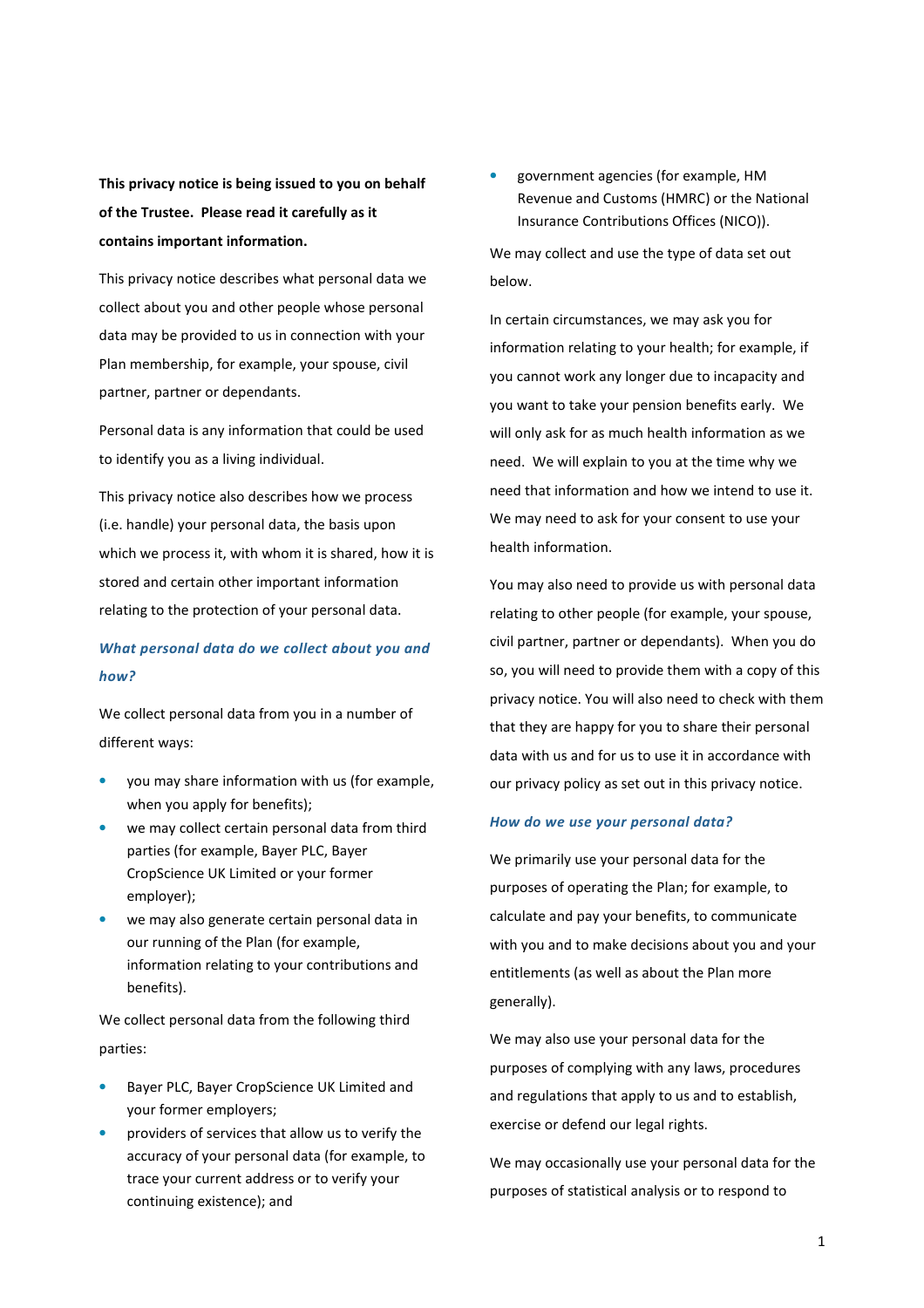**This privacy notice is being issued to you on behalf of the Trustee. Please read it carefully as it contains important information.**

This privacy notice describes what personal data we collect about you and other people whose personal data may be provided to us in connection with your Plan membership, for example, your spouse, civil partner, partner or dependants.

Personal data is any information that could be used to identify you as a living individual.

This privacy notice also describes how we process (i.e. handle) your personal data, the basis upon which we process it, with whom it is shared, how it is stored and certain other important information relating to the protection of your personal data.

### *What personal data do we collect about you and how?*

We collect personal data from you in a number of different ways:

- you may share information with us (for example, when you apply for benefits);
- we may collect certain personal data from third parties (for example, Bayer PLC, Bayer CropScience UK Limited or your former employer);
- we may also generate certain personal data in our running of the Plan (for example, information relating to your contributions and benefits).

We collect personal data from the following third parties:

- Bayer PLC, Bayer CropScience UK Limited and your former employers;
- providers of services that allow us to verify the accuracy of your personal data (for example, to trace your current address or to verify your continuing existence); and
- government agencies (for example, HM Revenue and Customs (HMRC) or the National Insurance Contributions Offices (NICO)).

We may collect and use the type of data set out below.

In certain circumstances, we may ask you for information relating to your health; for example, if you cannot work any longer due to incapacity and you want to take your pension benefits early. We will only ask for as much health information as we need. We will explain to you at the time why we need that information and how we intend to use it. We may need to ask for your consent to use your health information.

You may also need to provide us with personal data relating to other people (for example, your spouse, civil partner, partner or dependants). When you do so, you will need to provide them with a copy of this privacy notice. You will also need to check with them that they are happy for you to share their personal data with us and for us to use it in accordance with our privacy policy as set out in this privacy notice.

### *How do we use your personal data?*

We primarily use your personal data for the purposes of operating the Plan; for example, to calculate and pay your benefits, to communicate with you and to make decisions about you and your entitlements (as well as about the Plan more generally).

We may also use your personal data for the purposes of complying with any laws, procedures and regulations that apply to us and to establish, exercise or defend our legal rights.

We may occasionally use your personal data for the purposes of statistical analysis or to respond to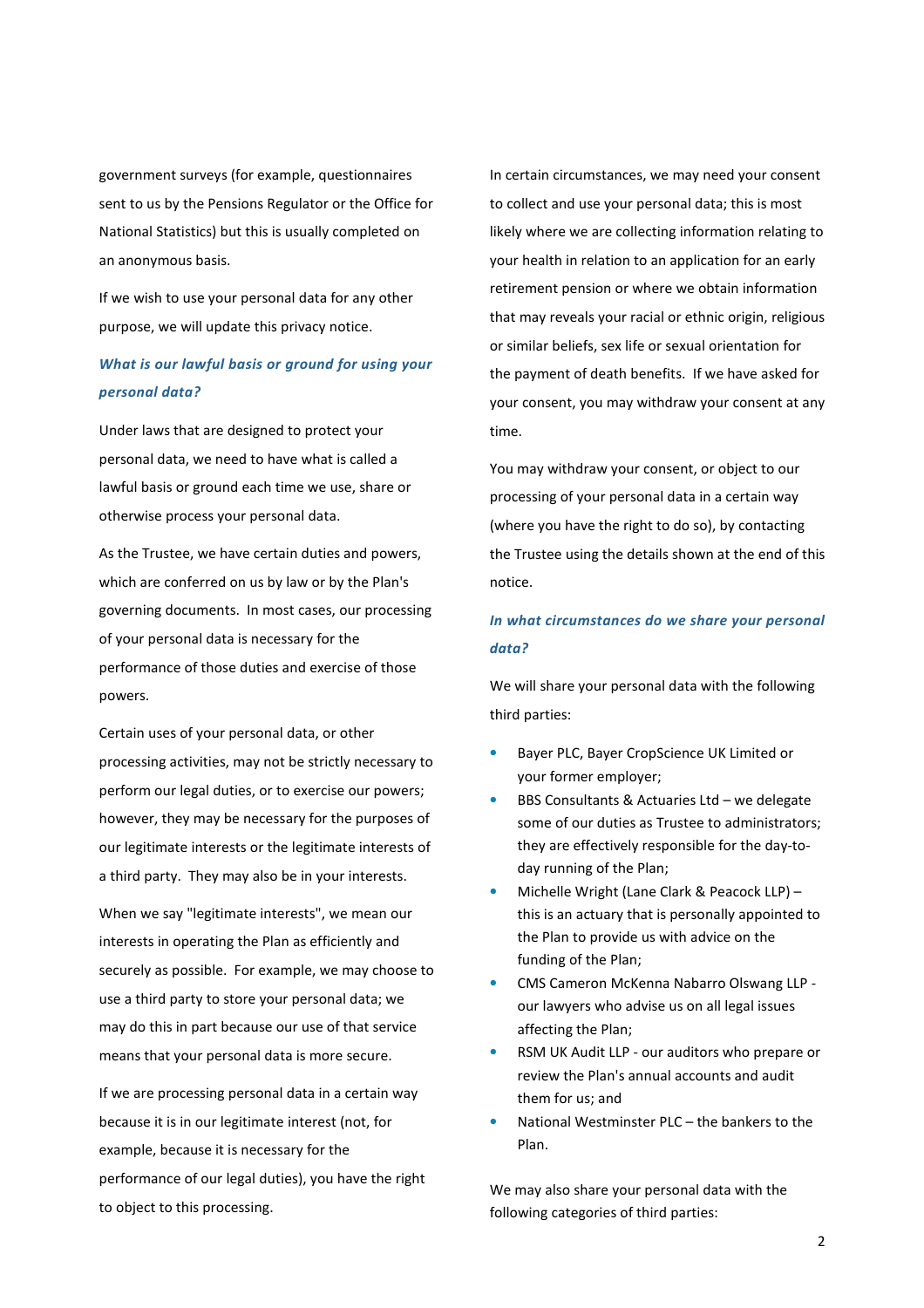government surveys (for example, questionnaires sent to us by the Pensions Regulator or the Office for National Statistics) but this is usually completed on an anonymous basis.

If we wish to use your personal data for any other purpose, we will update this privacy notice.

### *What is our lawful basis or ground for using your personal data?*

Under laws that are designed to protect your personal data, we need to have what is called a lawful basis or ground each time we use, share or otherwise process your personal data.

As the Trustee, we have certain duties and powers, which are conferred on us by law or by the Plan's governing documents. In most cases, our processing of your personal data is necessary for the performance of those duties and exercise of those powers.

Certain uses of your personal data, or other processing activities, may not be strictly necessary to perform our legal duties, or to exercise our powers; however, they may be necessary for the purposes of our legitimate interests or the legitimate interests of a third party. They may also be in your interests.

When we say "legitimate interests", we mean our interests in operating the Plan as efficiently and securely as possible. For example, we may choose to use a third party to store your personal data; we may do this in part because our use of that service means that your personal data is more secure.

If we are processing personal data in a certain way because it is in our legitimate interest (not, for example, because it is necessary for the performance of our legal duties), you have the right to object to this processing.

In certain circumstances, we may need your consent to collect and use your personal data; this is most likely where we are collecting information relating to your health in relation to an application for an early retirement pension or where we obtain information that may reveals your racial or ethnic origin, religious or similar beliefs, sex life or sexual orientation for the payment of death benefits. If we have asked for your consent, you may withdraw your consent at any time.

You may withdraw your consent, or object to our processing of your personal data in a certain way (where you have the right to do so), by contacting the Trustee using the details shown at the end of this notice.

### *In what circumstances do we share your personal data?*

We will share your personal data with the following third parties:

- Bayer PLC, Bayer CropScience UK Limited or your former employer;
- BBS Consultants & Actuaries Ltd – we delegate some of our duties as Trustee to administrators; they are effectively responsible for the day-to-day running of the Plan;
- Michelle Wright (Lane Clark & Peacock LLP) – this is an actuary that is personally appointed to the Plan to provide us with advice on the funding of the Plan;
- CMS Cameron McKenna Nabarro Olswang LLP - our lawyers who advise us on all legal issues affecting the Plan;
- RSM UK Audit LLP - our auditors who prepare or review the Plan's annual accounts and audit them for us; and
- National Westminster PLC – the bankers to the Plan.

We may also share your personal data with the following categories of third parties: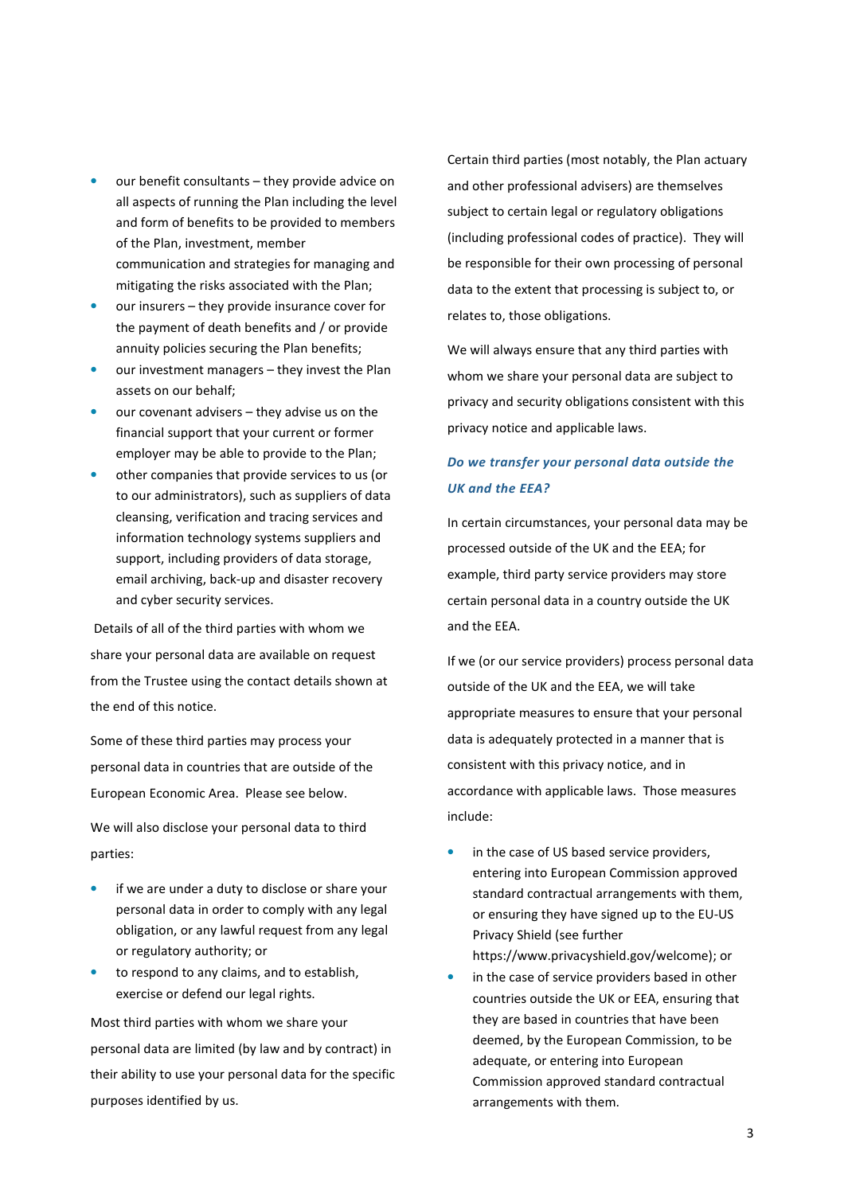- our benefit consultants – they provide advice on all aspects of running the Plan including the level and form of benefits to be provided to members of the Plan, investment, member communication and strategies for managing and mitigating the risks associated with the Plan;
- our insurers – they provide insurance cover for the payment of death benefits and / or provide annuity policies securing the Plan benefits;
- our investment managers – they invest the Plan assets on our behalf;
- our covenant advisers – they advise us on the financial support that your current or former employer may be able to provide to the Plan;
- other companies that provide services to us (or to our administrators), such as suppliers of data cleansing, verification and tracing services and information technology systems suppliers and support, including providers of data storage, email archiving, back-up and disaster recovery and cyber security services.

Details of all of the third parties with whom we share your personal data are available on request from the Trustee using the contact details shown at the end of this notice.

Some of these third parties may process your personal data in countries that are outside of the European Economic Area. Please see below.

We will also disclose your personal data to third parties:

- if we are under a duty to disclose or share your personal data in order to comply with any legal obligation, or any lawful request from any legal or regulatory authority; or
- to respond to any claims, and to establish, exercise or defend our legal rights.

Most third parties with whom we share your personal data are limited (by law and by contract) in their ability to use your personal data for the specific purposes identified by us.

Certain third parties (most notably, the Plan actuary and other professional advisers) are themselves subject to certain legal or regulatory obligations (including professional codes of practice). They will be responsible for their own processing of personal data to the extent that processing is subject to, or relates to, those obligations.

We will always ensure that any third parties with whom we share your personal data are subject to privacy and security obligations consistent with this privacy notice and applicable laws.

### *Do we transfer your personal data outside the UK and the EEA?*

In certain circumstances, your personal data may be processed outside of the UK and the EEA; for example, third party service providers may store certain personal data in a country outside the UK and the EEA.

If we (or our service providers) process personal data outside of the UK and the EEA, we will take appropriate measures to ensure that your personal data is adequately protected in a manner that is consistent with this privacy notice, and in accordance with applicable laws. Those measures include:

- in the case of US based service providers, entering into European Commission approved standard contractual arrangements with them, or ensuring they have signed up to the EU-US Privacy Shield (see further https://www.privacyshield.gov/welcome); or
- in the case of service providers based in other countries outside the UK or EEA, ensuring that they are based in countries that have been deemed, by the European Commission, to be adequate, or entering into European Commission approved standard contractual arrangements with them.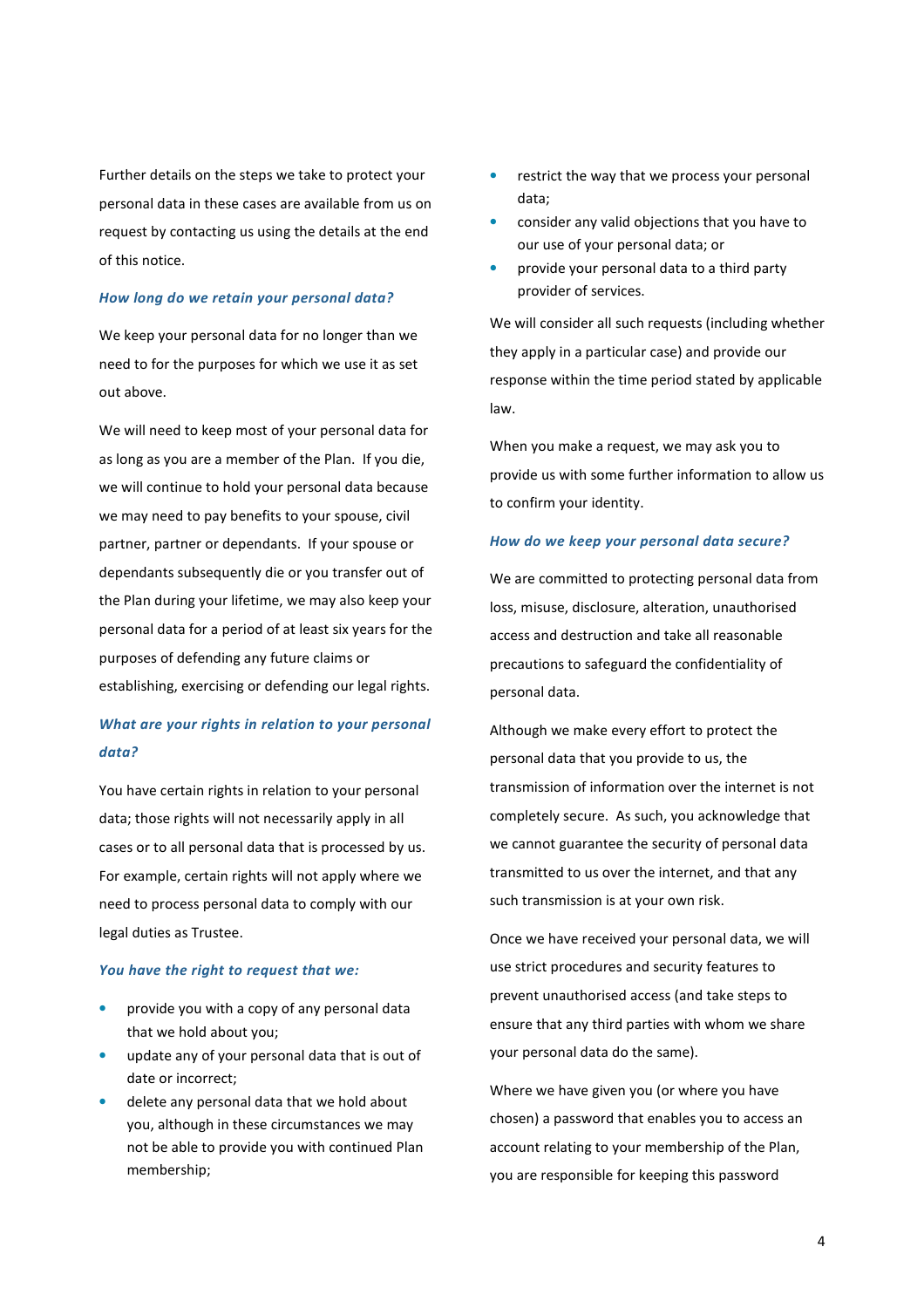Further details on the steps we take to protect your personal data in these cases are available from us on request by contacting us using the details at the end of this notice.

### *How long do we retain your personal data?*

We keep your personal data for no longer than we need to for the purposes for which we use it as set out above.

We will need to keep most of your personal data for as long as you are a member of the Plan. If you die, we will continue to hold your personal data because we may need to pay benefits to your spouse, civil partner, partner or dependants. If your spouse or dependants subsequently die or you transfer out of the Plan during your lifetime, we may also keep your personal data for a period of at least six years for the purposes of defending any future claims or establishing, exercising or defending our legal rights.

### *What are your rights in relation to your personal data?*

You have certain rights in relation to your personal data; those rights will not necessarily apply in all cases or to all personal data that is processed by us. For example, certain rights will not apply where we need to process personal data to comply with our legal duties as Trustee.

### *You have the right to request that we:*

- provide you with a copy of any personal data that we hold about you;
- update any of your personal data that is out of date or incorrect;
- delete any personal data that we hold about you, although in these circumstances we may not be able to provide you with continued Plan membership;
- restrict the way that we process your personal data;
- consider any valid objections that you have to our use of your personal data; or
- provide your personal data to a third party provider of services.

We will consider all such requests (including whether they apply in a particular case) and provide our response within the time period stated by applicable law.

When you make a request, we may ask you to provide us with some further information to allow us to confirm your identity.

### *How do we keep your personal data secure?*

We are committed to protecting personal data from loss, misuse, disclosure, alteration, unauthorised access and destruction and take all reasonable precautions to safeguard the confidentiality of personal data.

Although we make every effort to protect the personal data that you provide to us, the transmission of information over the internet is not completely secure. As such, you acknowledge that we cannot guarantee the security of personal data transmitted to us over the internet, and that any such transmission is at your own risk.

Once we have received your personal data, we will use strict procedures and security features to prevent unauthorised access (and take steps to ensure that any third parties with whom we share your personal data do the same).

Where we have given you (or where you have chosen) a password that enables you to access an account relating to your membership of the Plan, you are responsible for keeping this password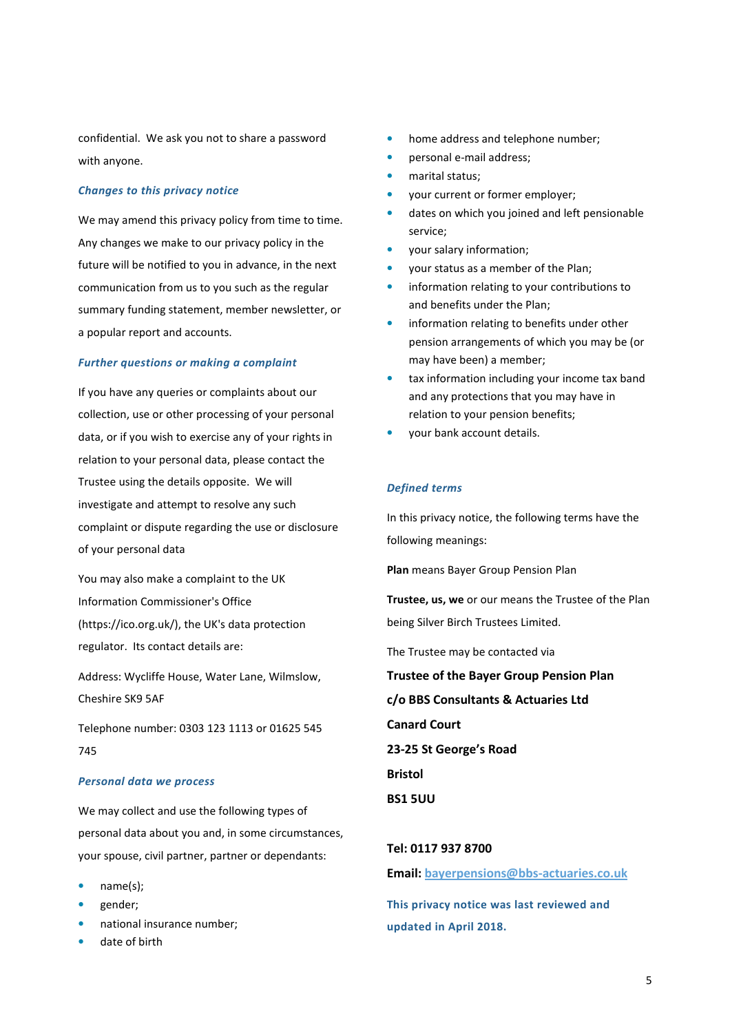confidential. We ask you not to share a password with anyone.

### *Changes to this privacy notice*

We may amend this privacy policy from time to time. Any changes we make to our privacy policy in the future will be notified to you in advance, in the next communication from us to you such as the regular summary funding statement, member newsletter, or a popular report and accounts.

### *Further questions or making a complaint*

If you have any queries or complaints about our collection, use or other processing of your personal data, or if you wish to exercise any of your rights in relation to your personal data, please contact the Trustee using the details opposite. We will investigate and attempt to resolve any such complaint or dispute regarding the use or disclosure of your personal data

You may also make a complaint to the UK Information Commissioner's Office (https://ico.org.uk/), the UK's data protection regulator. Its contact details are:

Address: Wycliffe House, Water Lane, Wilmslow, Cheshire SK9 5AF

Telephone number: 0303 123 1113 or 01625 545 745

### *Personal data we process*

We may collect and use the following types of personal data about you and, in some circumstances, your spouse, civil partner, partner or dependants:

- name(s);
- gender;
- national insurance number;
- date of birth
- home address and telephone number;
- personal e-mail address;
- marital status;
- your current or former employer;
- dates on which you joined and left pensionable service;
- your salary information;
- your status as a member of the Plan;
- information relating to your contributions to and benefits under the Plan;
- information relating to benefits under other pension arrangements of which you may be (or may have been) a member;
- tax information including your income tax band and any protections that you may have in relation to your pension benefits;
- your bank account details.

### *Defined terms*

In this privacy notice, the following terms have the following meanings:

**Plan** means Bayer Group Pension Plan

**Trustee, us, we** or our means the Trustee of the Plan being Silver Birch Trustees Limited.

The Trustee may be contacted via

**Trustee of the Bayer Group Pension Plan**
**c/o BBS Consultants & Actuaries Ltd**
**Canard Court**
**23-25 St George's Road**
**Bristol**
**BS1 5UU**

**Tel: 0117 937 8700**

**Email:** bayerpensions@bbs-actuaries.co.uk

**This privacy notice was last reviewed and updated in April 2018.**